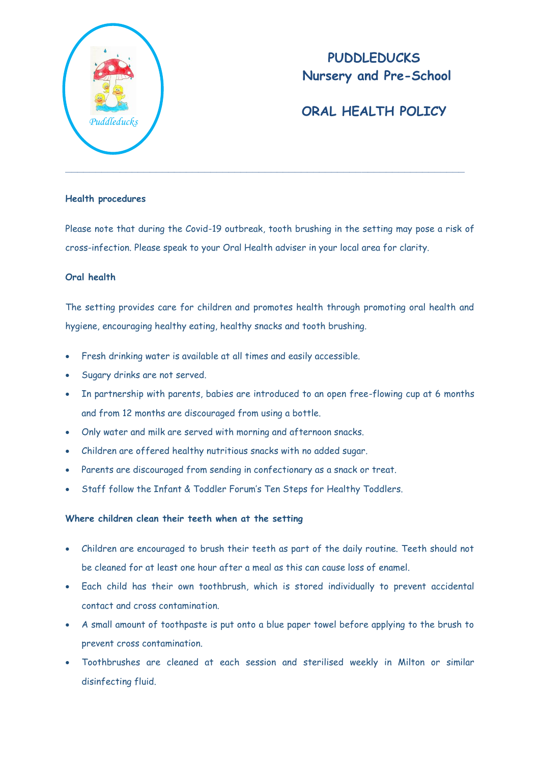# PUDDLEDUCKS
# Nursery and Pre-School

# ORAL HEALTH POLICY

---

**Health procedures**

Please note that during the Covid-19 outbreak, tooth brushing in the setting may pose a risk of cross-infection. Please speak to your Oral Health adviser in your local area for clarity.

**Oral health**

The setting provides care for children and promotes health through promoting oral health and hygiene, encouraging healthy eating, healthy snacks and tooth brushing.

- Fresh drinking water is available at all times and easily accessible.
- Sugary drinks are not served.
- In partnership with parents, babies are introduced to an open free-flowing cup at 6 months and from 12 months are discouraged from using a bottle.
- Only water and milk are served with morning and afternoon snacks.
- Children are offered healthy nutritious snacks with no added sugar.
- Parents are discouraged from sending in confectionary as a snack or treat.
- Staff follow the Infant & Toddler Forum's Ten Steps for Healthy Toddlers.

**Where children clean their teeth when at the setting**

- Children are encouraged to brush their teeth as part of the daily routine. Teeth should not be cleaned for at least one hour after a meal as this can cause loss of enamel.
- Each child has their own toothbrush, which is stored individually to prevent accidental contact and cross contamination.
- A small amount of toothpaste is put onto a blue paper towel before applying to the brush to prevent cross contamination.
- Toothbrushes are cleaned at each session and sterilised weekly in Milton or similar disinfecting fluid.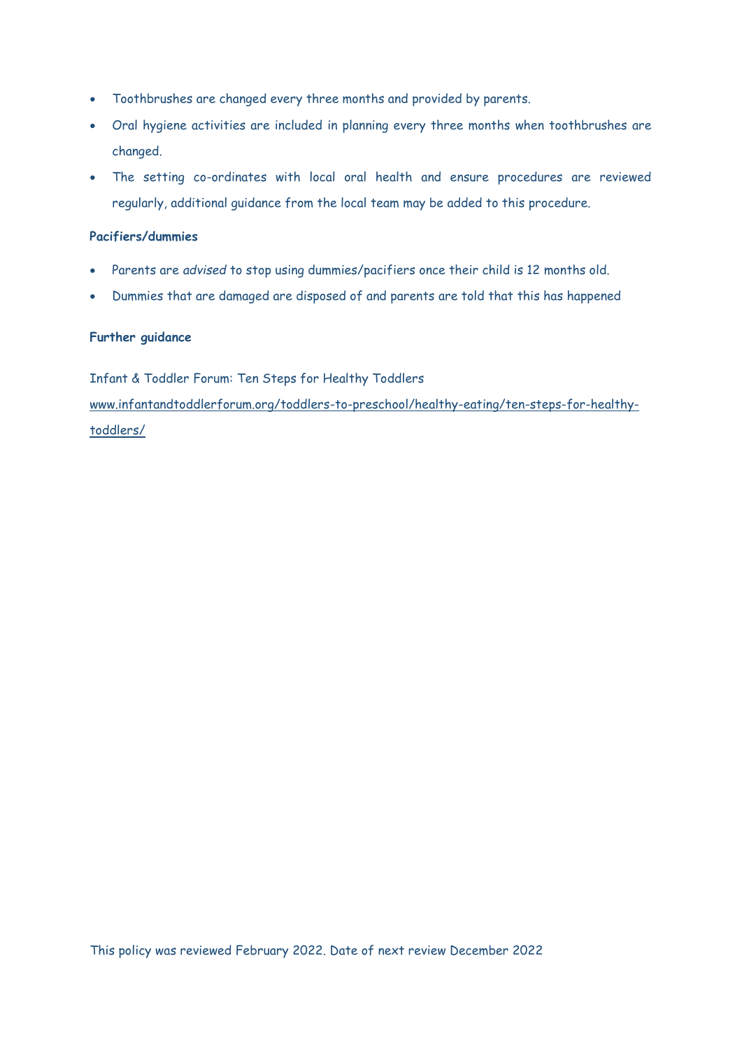- Toothbrushes are changed every three months and provided by parents.
- Oral hygiene activities are included in planning every three months when toothbrushes are changed.
- The setting co-ordinates with local oral health and ensure procedures are reviewed regularly, additional guidance from the local team may be added to this procedure.

**Pacifiers/dummies**

- Parents are *advised* to stop using dummies/pacifiers once their child is 12 months old.
- Dummies that are damaged are disposed of and parents are told that this has happened

**Further guidance**

Infant & Toddler Forum: Ten Steps for Healthy Toddlers
[www.infantandtoddlerforum.org/toddlers-to-preschool/healthy-eating/ten-steps-for-healthy-toddlers/](http://www.infantandtoddlerforum.org/toddlers-to-preschool/healthy-eating/ten-steps-for-healthy-toddlers/)

This policy was reviewed February 2022. Date of next review December 2022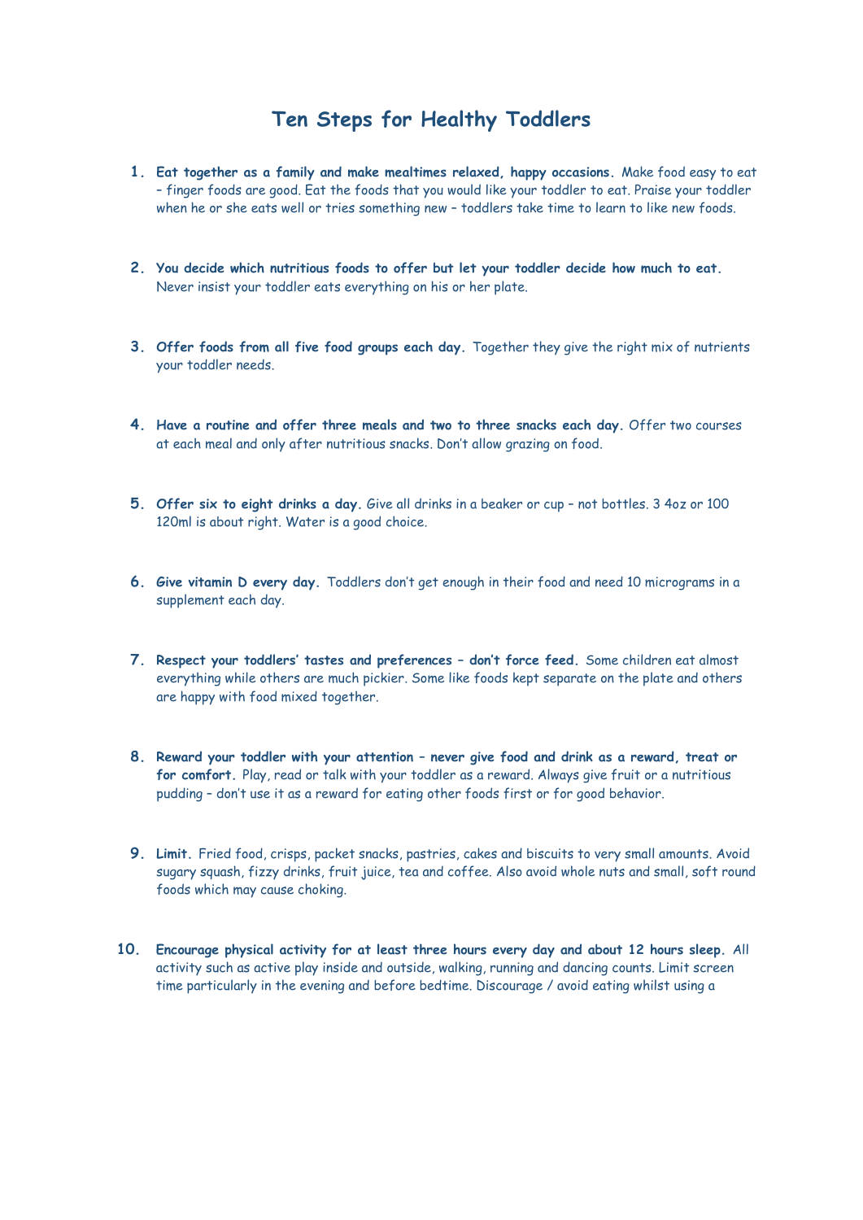# Ten Steps for Healthy Toddlers

1. **Eat together as a family and make mealtimes relaxed, happy occasions.** Make food easy to eat – finger foods are good. Eat the foods that you would like your toddler to eat. Praise your toddler when he or she eats well or tries something new – toddlers take time to learn to like new foods.

2. **You decide which nutritious foods to offer but let your toddler decide how much to eat.** Never insist your toddler eats everything on his or her plate.

3. **Offer foods from all five food groups each day.** Together they give the right mix of nutrients your toddler needs.

4. **Have a routine and offer three meals and two to three snacks each day.** Offer two courses at each meal and only after nutritious snacks. Don't allow grazing on food.

5. **Offer six to eight drinks a day.** Give all drinks in a beaker or cup – not bottles. 3 4oz or 100 120ml is about right. Water is a good choice.

6. **Give vitamin D every day.** Toddlers don't get enough in their food and need 10 micrograms in a supplement each day.

7. **Respect your toddlers' tastes and preferences – don't force feed.** Some children eat almost everything while others are much pickier. Some like foods kept separate on the plate and others are happy with food mixed together.

8. **Reward your toddler with your attention – never give food and drink as a reward, treat or for comfort.** Play, read or talk with your toddler as a reward. Always give fruit or a nutritious pudding – don't use it as a reward for eating other foods first or for good behavior.

9. **Limit.** Fried food, crisps, packet snacks, pastries, cakes and biscuits to very small amounts. Avoid sugary squash, fizzy drinks, fruit juice, tea and coffee. Also avoid whole nuts and small, soft round foods which may cause choking.

10. **Encourage physical activity for at least three hours every day and about 12 hours sleep.** All activity such as active play inside and outside, walking, running and dancing counts. Limit screen time particularly in the evening and before bedtime. Discourage / avoid eating whilst using a